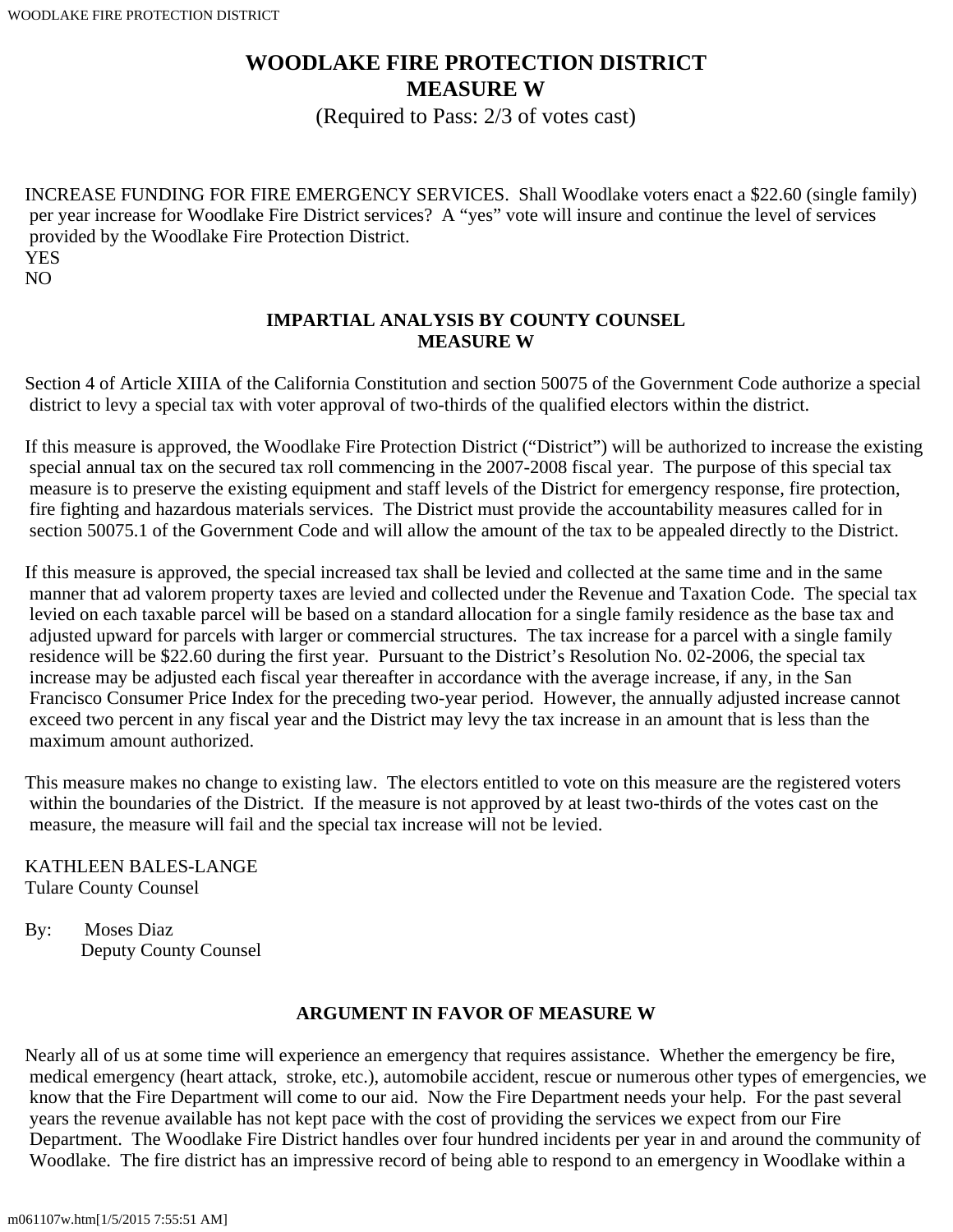# WOODLAKE FIRE PROTECTION DISTRICT
# MEASURE W

(Required to Pass: 2/3 of votes cast)

INCREASE FUNDING FOR FIRE EMERGENCY SERVICES. Shall Woodlake voters enact a $22.60 (single family) per year increase for Woodlake Fire District services? A "yes" vote will insure and continue the level of services provided by the Woodlake Fire Protection District.

YES

NO

## IMPARTIAL ANALYSIS BY COUNTY COUNSEL
## MEASURE W

Section 4 of Article XIIIA of the California Constitution and section 50075 of the Government Code authorize a special district to levy a special tax with voter approval of two-thirds of the qualified electors within the district.

If this measure is approved, the Woodlake Fire Protection District ("District") will be authorized to increase the existing special annual tax on the secured tax roll commencing in the 2007-2008 fiscal year. The purpose of this special tax measure is to preserve the existing equipment and staff levels of the District for emergency response, fire protection, fire fighting and hazardous materials services. The District must provide the accountability measures called for in section 50075.1 of the Government Code and will allow the amount of the tax to be appealed directly to the District.

If this measure is approved, the special increased tax shall be levied and collected at the same time and in the same manner that ad valorem property taxes are levied and collected under the Revenue and Taxation Code. The special tax levied on each taxable parcel will be based on a standard allocation for a single family residence as the base tax and adjusted upward for parcels with larger or commercial structures. The tax increase for a parcel with a single family residence will be $22.60 during the first year. Pursuant to the District's Resolution No. 02-2006, the special tax increase may be adjusted each fiscal year thereafter in accordance with the average increase, if any, in the San Francisco Consumer Price Index for the preceding two-year period. However, the annually adjusted increase cannot exceed two percent in any fiscal year and the District may levy the tax increase in an amount that is less than the maximum amount authorized.

This measure makes no change to existing law. The electors entitled to vote on this measure are the registered voters within the boundaries of the District. If the measure is not approved by at least two-thirds of the votes cast on the measure, the measure will fail and the special tax increase will not be levied.

KATHLEEN BALES-LANGE
Tulare County Counsel

By: Moses Diaz
Deputy County Counsel

## ARGUMENT IN FAVOR OF MEASURE W

Nearly all of us at some time will experience an emergency that requires assistance. Whether the emergency be fire, medical emergency (heart attack, stroke, etc.), automobile accident, rescue or numerous other types of emergencies, we know that the Fire Department will come to our aid. Now the Fire Department needs your help. For the past several years the revenue available has not kept pace with the cost of providing the services we expect from our Fire Department. The Woodlake Fire District handles over four hundred incidents per year in and around the community of Woodlake. The fire district has an impressive record of being able to respond to an emergency in Woodlake within a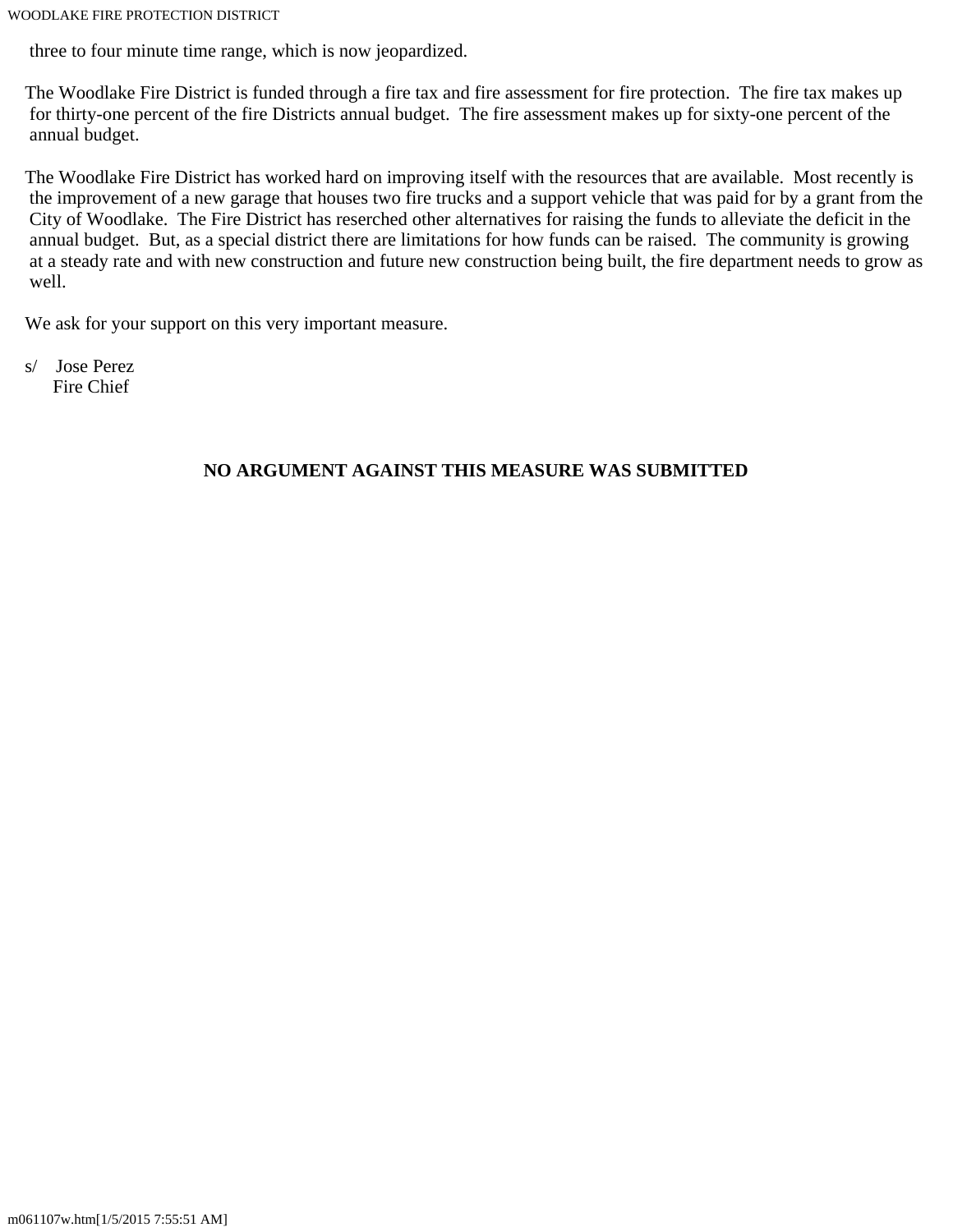three to four minute time range, which is now jeopardized.

The Woodlake Fire District is funded through a fire tax and fire assessment for fire protection. The fire tax makes up for thirty-one percent of the fire Districts annual budget. The fire assessment makes up for sixty-one percent of the annual budget.

The Woodlake Fire District has worked hard on improving itself with the resources that are available. Most recently is the improvement of a new garage that houses two fire trucks and a support vehicle that was paid for by a grant from the City of Woodlake. The Fire District has reserched other alternatives for raising the funds to alleviate the deficit in the annual budget. But, as a special district there are limitations for how funds can be raised. The community is growing at a steady rate and with new construction and future new construction being built, the fire department needs to grow as well.

We ask for your support on this very important measure.

s/ Jose Perez
Fire Chief

**NO ARGUMENT AGAINST THIS MEASURE WAS SUBMITTED**